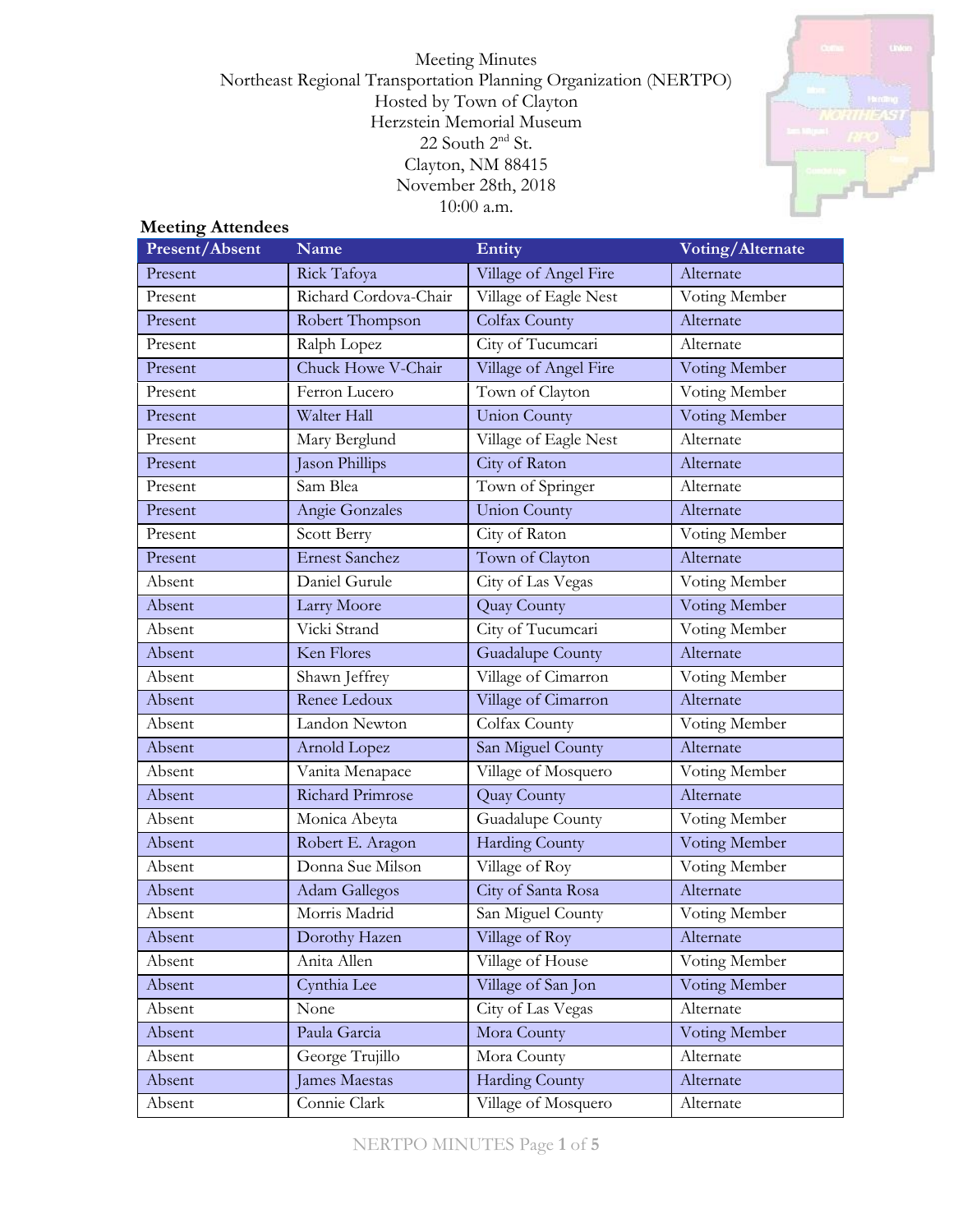Meeting Minutes
Northeast Regional Transportation Planning Organization (NERTPO)
Hosted by Town of Clayton
Herzstein Memorial Museum
22 South 2nd St.
Clayton, NM 88415
November 28th, 2018
10:00 a.m.

**Meeting Attendees**

| Present/Absent | Name | Entity | Voting/Alternate |
|---|---|---|---|
| Present | Rick Tafoya | Village of Angel Fire | Alternate |
| Present | Richard Cordova-Chair | Village of Eagle Nest | Voting Member |
| Present | Robert Thompson | Colfax County | Alternate |
| Present | Ralph Lopez | City of Tucumcari | Alternate |
| Present | Chuck Howe V-Chair | Village of Angel Fire | Voting Member |
| Present | Ferron Lucero | Town of Clayton | Voting Member |
| Present | Walter Hall | Union County | Voting Member |
| Present | Mary Berglund | Village of Eagle Nest | Alternate |
| Present | Jason Phillips | City of Raton | Alternate |
| Present | Sam Blea | Town of Springer | Alternate |
| Present | Angie Gonzales | Union County | Alternate |
| Present | Scott Berry | City of Raton | Voting Member |
| Present | Ernest Sanchez | Town of Clayton | Alternate |
| Absent | Daniel Gurule | City of Las Vegas | Voting Member |
| Absent | Larry Moore | Quay County | Voting Member |
| Absent | Vicki Strand | City of Tucumcari | Voting Member |
| Absent | Ken Flores | Guadalupe County | Alternate |
| Absent | Shawn Jeffrey | Village of Cimarron | Voting Member |
| Absent | Renee Ledoux | Village of Cimarron | Alternate |
| Absent | Landon Newton | Colfax County | Voting Member |
| Absent | Arnold Lopez | San Miguel County | Alternate |
| Absent | Vanita Menapace | Village of Mosquero | Voting Member |
| Absent | Richard Primrose | Quay County | Alternate |
| Absent | Monica Abeyta | Guadalupe County | Voting Member |
| Absent | Robert E. Aragon | Harding County | Voting Member |
| Absent | Donna Sue Milson | Village of Roy | Voting Member |
| Absent | Adam Gallegos | City of Santa Rosa | Alternate |
| Absent | Morris Madrid | San Miguel County | Voting Member |
| Absent | Dorothy Hazen | Village of Roy | Alternate |
| Absent | Anita Allen | Village of House | Voting Member |
| Absent | Cynthia Lee | Village of San Jon | Voting Member |
| Absent | None | City of Las Vegas | Alternate |
| Absent | Paula Garcia | Mora County | Voting Member |
| Absent | George Trujillo | Mora County | Alternate |
| Absent | James Maestas | Harding County | Alternate |
| Absent | Connie Clark | Village of Mosquero | Alternate |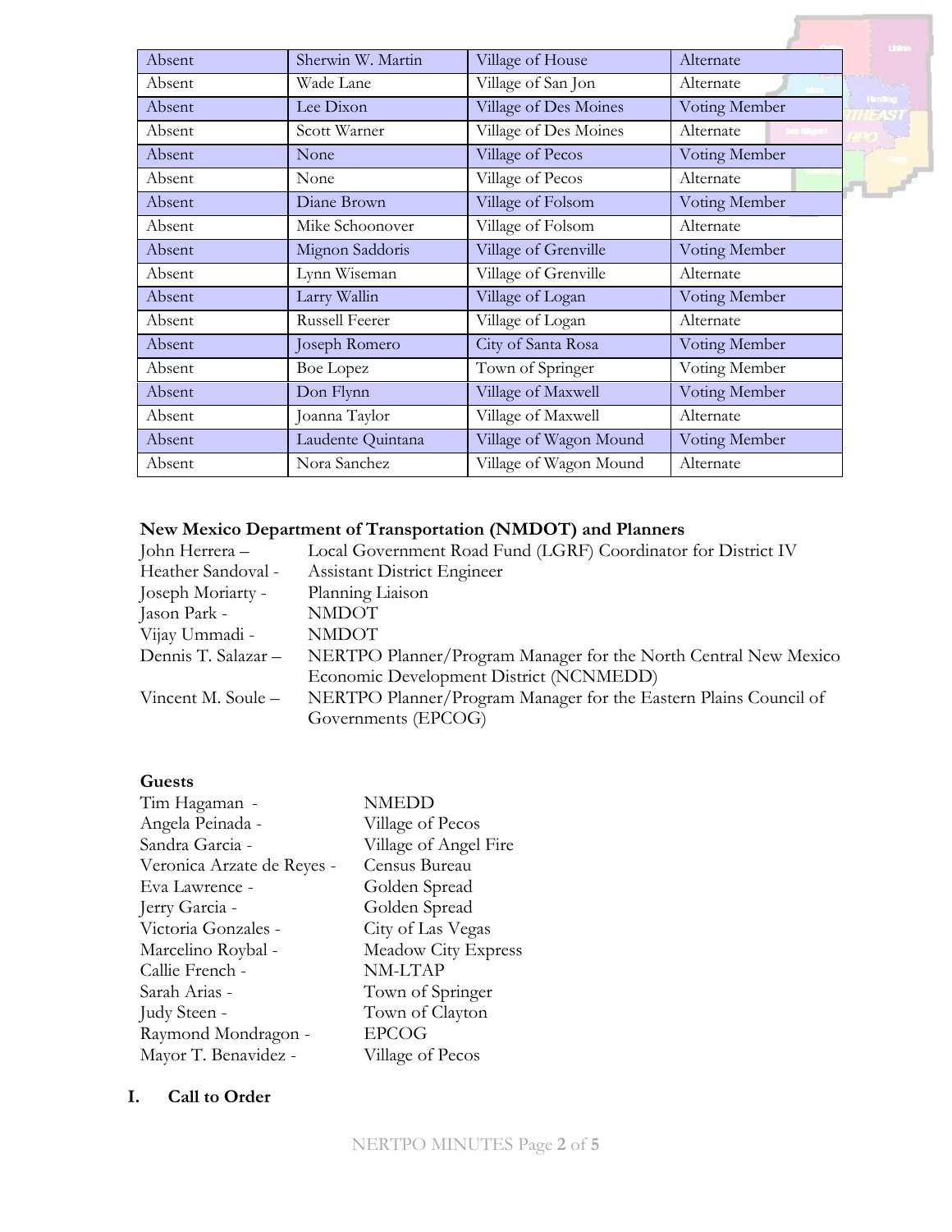| Absent | Sherwin W. Martin | Village of House | Alternate |
|---|---|---|---|
| Absent | Wade Lane | Village of San Jon | Alternate |
| Absent | Lee Dixon | Village of Des Moines | Voting Member |
| Absent | Scott Warner | Village of Des Moines | Alternate |
| Absent | None | Village of Pecos | Voting Member |
| Absent | None | Village of Pecos | Alternate |
| Absent | Diane Brown | Village of Folsom | Voting Member |
| Absent | Mike Schoonover | Village of Folsom | Alternate |
| Absent | Mignon Saddoris | Village of Grenville | Voting Member |
| Absent | Lynn Wiseman | Village of Grenville | Alternate |
| Absent | Larry Wallin | Village of Logan | Voting Member |
| Absent | Russell Feerer | Village of Logan | Alternate |
| Absent | Joseph Romero | City of Santa Rosa | Voting Member |
| Absent | Boe Lopez | Town of Springer | Voting Member |
| Absent | Don Flynn | Village of Maxwell | Voting Member |
| Absent | Joanna Taylor | Village of Maxwell | Alternate |
| Absent | Laudente Quintana | Village of Wagon Mound | Voting Member |
| Absent | Nora Sanchez | Village of Wagon Mound | Alternate |

**New Mexico Department of Transportation (NMDOT) and Planners**

John Herrera – Local Government Road Fund (LGRF) Coordinator for District IV
Heather Sandoval - Assistant District Engineer
Joseph Moriarty - Planning Liaison
Jason Park - NMDOT
Vijay Ummadi - NMDOT
Dennis T. Salazar – NERTPO Planner/Program Manager for the North Central New Mexico Economic Development District (NCNMEDD)
Vincent M. Soule – NERTPO Planner/Program Manager for the Eastern Plains Council of Governments (EPCOG)

**Guests**

Tim Hagaman - NMEDD
Angela Peinada - Village of Pecos
Sandra Garcia - Village of Angel Fire
Veronica Arzate de Reyes - Census Bureau
Eva Lawrence - Golden Spread
Jerry Garcia - Golden Spread
Victoria Gonzales - City of Las Vegas
Marcelino Roybal - Meadow City Express
Callie French - NM-LTAP
Sarah Arias - Town of Springer
Judy Steen - Town of Clayton
Raymond Mondragon - EPCOG
Mayor T. Benavidez - Village of Pecos

## I. Call to Order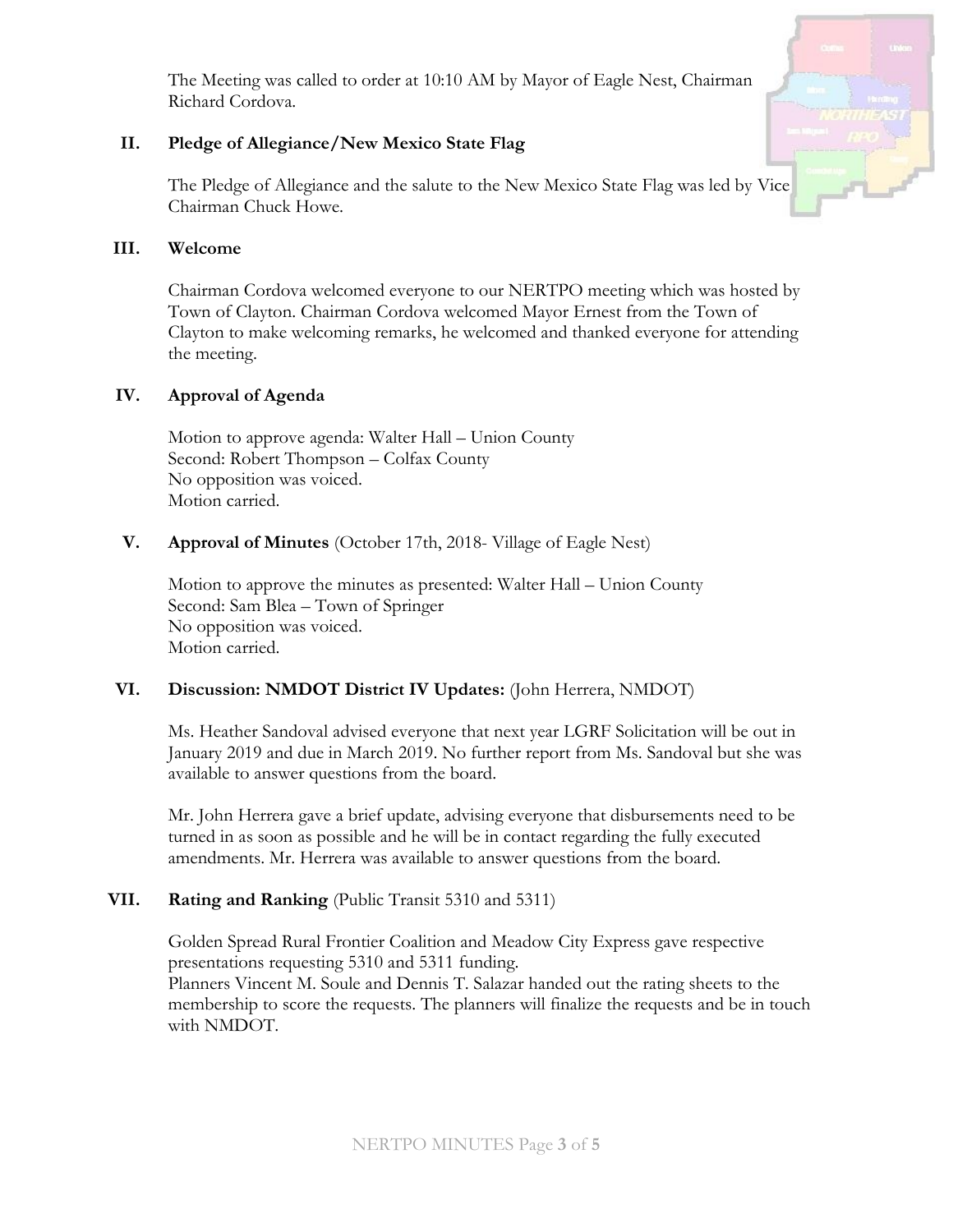The Meeting was called to order at 10:10 AM by Mayor of Eagle Nest, Chairman Richard Cordova.

## II. Pledge of Allegiance/New Mexico State Flag

The Pledge of Allegiance and the salute to the New Mexico State Flag was led by Vice Chairman Chuck Howe.

## III. Welcome

Chairman Cordova welcomed everyone to our NERTPO meeting which was hosted by Town of Clayton. Chairman Cordova welcomed Mayor Ernest from the Town of Clayton to make welcoming remarks, he welcomed and thanked everyone for attending the meeting.

## IV. Approval of Agenda

Motion to approve agenda: Walter Hall – Union County
Second: Robert Thompson – Colfax County
No opposition was voiced.
Motion carried.

## V. Approval of Minutes (October 17th, 2018- Village of Eagle Nest)

Motion to approve the minutes as presented: Walter Hall – Union County
Second: Sam Blea – Town of Springer
No opposition was voiced.
Motion carried.

## VI. Discussion: NMDOT District IV Updates: (John Herrera, NMDOT)

Ms. Heather Sandoval advised everyone that next year LGRF Solicitation will be out in January 2019 and due in March 2019. No further report from Ms. Sandoval but she was available to answer questions from the board.

Mr. John Herrera gave a brief update, advising everyone that disbursements need to be turned in as soon as possible and he will be in contact regarding the fully executed amendments. Mr. Herrera was available to answer questions from the board.

## VII. Rating and Ranking (Public Transit 5310 and 5311)

Golden Spread Rural Frontier Coalition and Meadow City Express gave respective presentations requesting 5310 and 5311 funding.
Planners Vincent M. Soule and Dennis T. Salazar handed out the rating sheets to the membership to score the requests. The planners will finalize the requests and be in touch with NMDOT.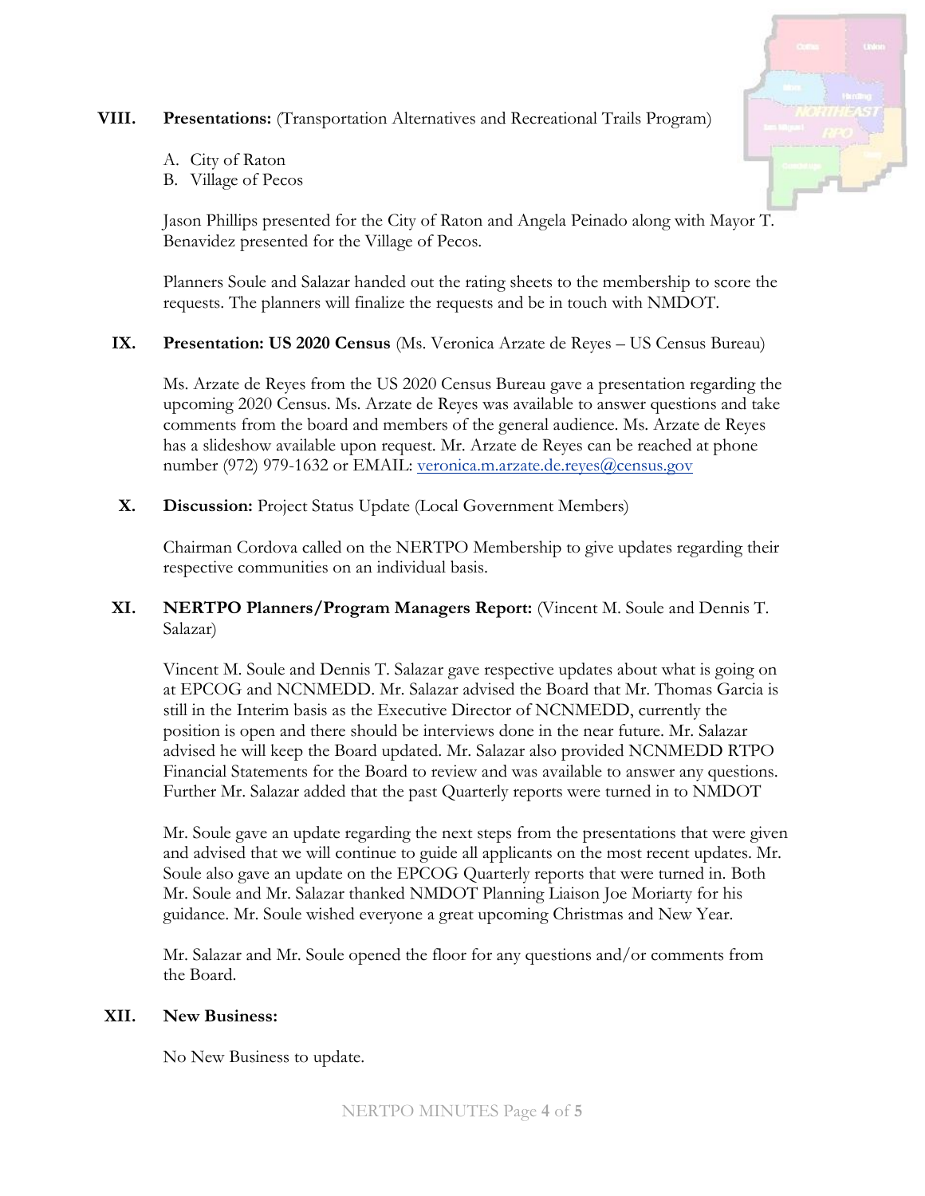**VIII. Presentations:** (Transportation Alternatives and Recreational Trails Program)

A. City of Raton
B. Village of Pecos

Jason Phillips presented for the City of Raton and Angela Peinado along with Mayor T. Benavidez presented for the Village of Pecos.

Planners Soule and Salazar handed out the rating sheets to the membership to score the requests. The planners will finalize the requests and be in touch with NMDOT.

**IX. Presentation: US 2020 Census** (Ms. Veronica Arzate de Reyes – US Census Bureau)

Ms. Arzate de Reyes from the US 2020 Census Bureau gave a presentation regarding the upcoming 2020 Census. Ms. Arzate de Reyes was available to answer questions and take comments from the board and members of the general audience. Ms. Arzate de Reyes has a slideshow available upon request. Mr. Arzate de Reyes can be reached at phone number (972) 979-1632 or EMAIL: veronica.m.arzate.de.reyes@census.gov

**X. Discussion:** Project Status Update (Local Government Members)

Chairman Cordova called on the NERTPO Membership to give updates regarding their respective communities on an individual basis.

**XI. NERTPO Planners/Program Managers Report:** (Vincent M. Soule and Dennis T. Salazar)

Vincent M. Soule and Dennis T. Salazar gave respective updates about what is going on at EPCOG and NCNMEDD. Mr. Salazar advised the Board that Mr. Thomas Garcia is still in the Interim basis as the Executive Director of NCNMEDD, currently the position is open and there should be interviews done in the near future. Mr. Salazar advised he will keep the Board updated. Mr. Salazar also provided NCNMEDD RTPO Financial Statements for the Board to review and was available to answer any questions. Further Mr. Salazar added that the past Quarterly reports were turned in to NMDOT

Mr. Soule gave an update regarding the next steps from the presentations that were given and advised that we will continue to guide all applicants on the most recent updates. Mr. Soule also gave an update on the EPCOG Quarterly reports that were turned in. Both Mr. Soule and Mr. Salazar thanked NMDOT Planning Liaison Joe Moriarty for his guidance. Mr. Soule wished everyone a great upcoming Christmas and New Year.

Mr. Salazar and Mr. Soule opened the floor for any questions and/or comments from the Board.

**XII. New Business:**

No New Business to update.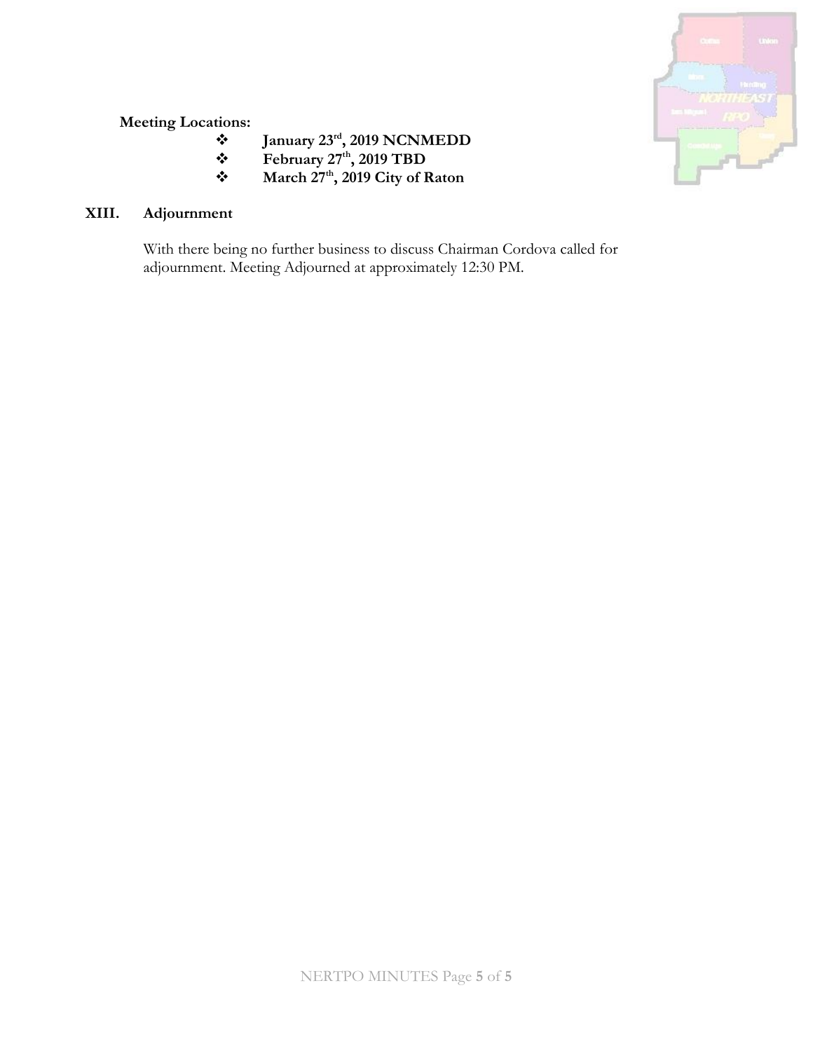**Meeting Locations:**

- **January 23rd, 2019 NCNMEDD**
- **February 27th, 2019 TBD**
- **March 27th, 2019 City of Raton**

## XIII. Adjournment

With there being no further business to discuss Chairman Cordova called for adjournment. Meeting Adjourned at approximately 12:30 PM.